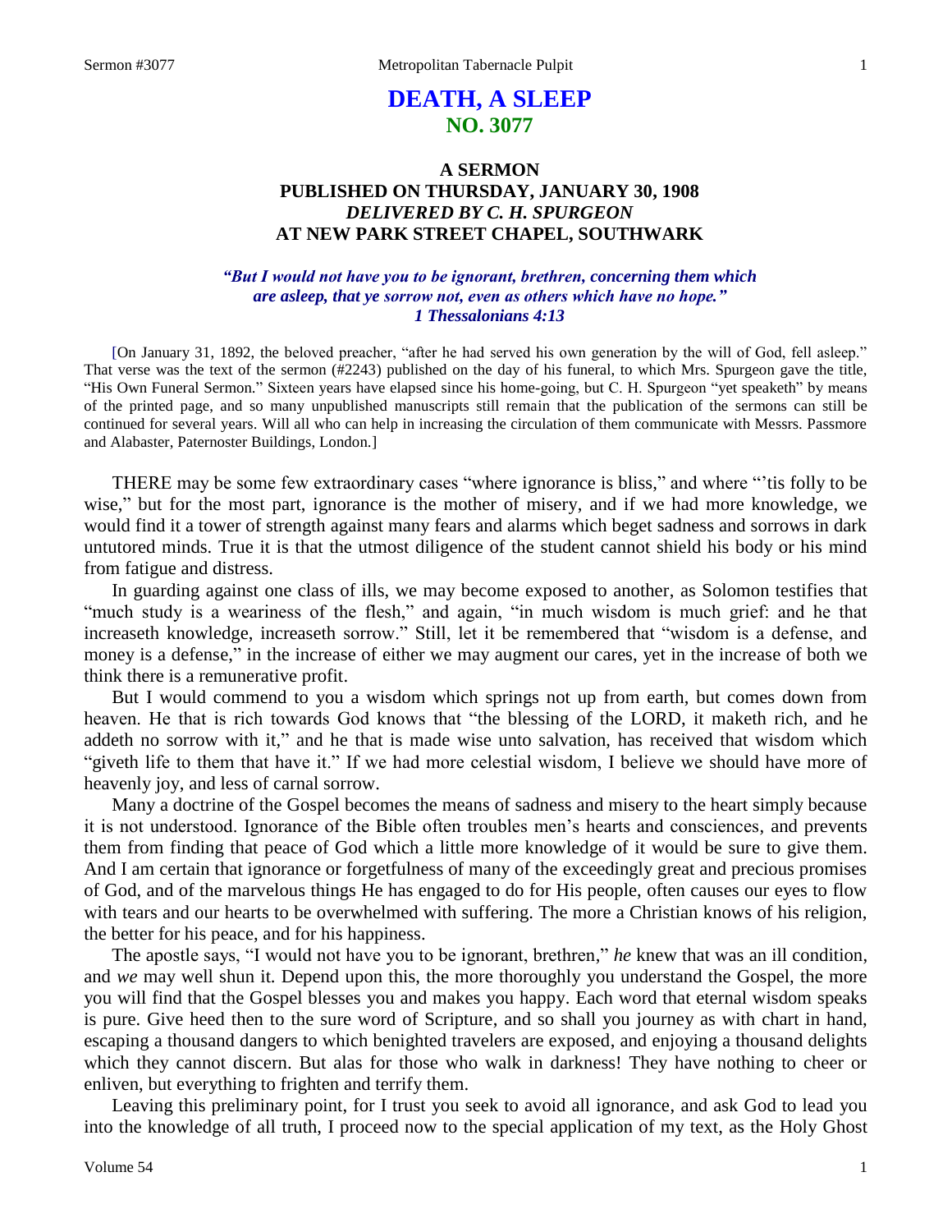# DEATH, A SLEEP
## NO. 3077

### A SERMON
### PUBLISHED ON THURSDAY, JANUARY 30, 1908
### *DELIVERED BY C. H. SPURGEON*
### AT NEW PARK STREET CHAPEL, SOUTHWARK

***"But I would not have you to be ignorant, brethren, concerning them which are asleep, that ye sorrow not, even as others which have no hope." 1 Thessalonians 4:13***

[On January 31, 1892, the beloved preacher, "after he had served his own generation by the will of God, fell asleep." That verse was the text of the sermon (#2243) published on the day of his funeral, to which Mrs. Spurgeon gave the title, "His Own Funeral Sermon." Sixteen years have elapsed since his home-going, but C. H. Spurgeon "yet speaketh" by means of the printed page, and so many unpublished manuscripts still remain that the publication of the sermons can still be continued for several years. Will all who can help in increasing the circulation of them communicate with Messrs. Passmore and Alabaster, Paternoster Buildings, London.]

THERE may be some few extraordinary cases "where ignorance is bliss," and where "'tis folly to be wise," but for the most part, ignorance is the mother of misery, and if we had more knowledge, we would find it a tower of strength against many fears and alarms which beget sadness and sorrows in dark untutored minds. True it is that the utmost diligence of the student cannot shield his body or his mind from fatigue and distress.

In guarding against one class of ills, we may become exposed to another, as Solomon testifies that "much study is a weariness of the flesh," and again, "in much wisdom is much grief: and he that increaseth knowledge, increaseth sorrow." Still, let it be remembered that "wisdom is a defense, and money is a defense," in the increase of either we may augment our cares, yet in the increase of both we think there is a remunerative profit.

But I would commend to you a wisdom which springs not up from earth, but comes down from heaven. He that is rich towards God knows that "the blessing of the LORD, it maketh rich, and he addeth no sorrow with it," and he that is made wise unto salvation, has received that wisdom which "giveth life to them that have it." If we had more celestial wisdom, I believe we should have more of heavenly joy, and less of carnal sorrow.

Many a doctrine of the Gospel becomes the means of sadness and misery to the heart simply because it is not understood. Ignorance of the Bible often troubles men's hearts and consciences, and prevents them from finding that peace of God which a little more knowledge of it would be sure to give them. And I am certain that ignorance or forgetfulness of many of the exceedingly great and precious promises of God, and of the marvelous things He has engaged to do for His people, often causes our eyes to flow with tears and our hearts to be overwhelmed with suffering. The more a Christian knows of his religion, the better for his peace, and for his happiness.

The apostle says, "I would not have you to be ignorant, brethren," *he* knew that was an ill condition, and *we* may well shun it. Depend upon this, the more thoroughly you understand the Gospel, the more you will find that the Gospel blesses you and makes you happy. Each word that eternal wisdom speaks is pure. Give heed then to the sure word of Scripture, and so shall you journey as with chart in hand, escaping a thousand dangers to which benighted travelers are exposed, and enjoying a thousand delights which they cannot discern. But alas for those who walk in darkness! They have nothing to cheer or enliven, but everything to frighten and terrify them.

Leaving this preliminary point, for I trust you seek to avoid all ignorance, and ask God to lead you into the knowledge of all truth, I proceed now to the special application of my text, as the Holy Ghost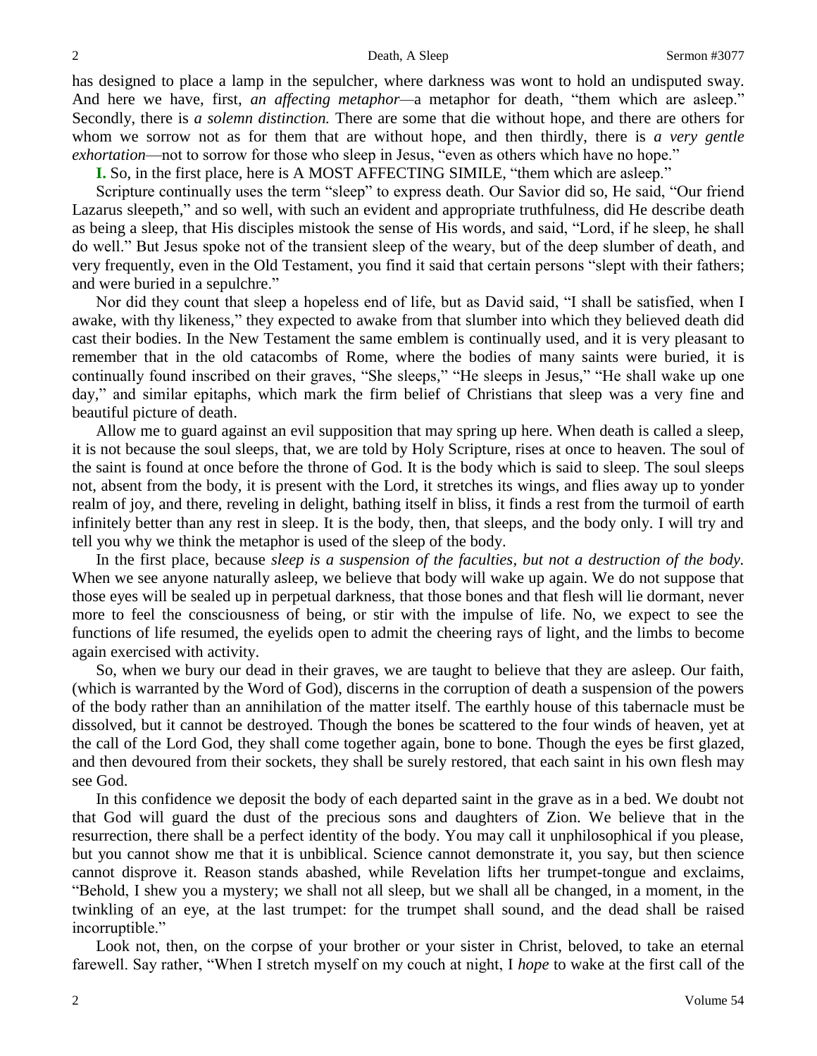has designed to place a lamp in the sepulcher, where darkness was wont to hold an undisputed sway. And here we have, first, *an affecting metaphor*—a metaphor for death, "them which are asleep." Secondly, there is *a solemn distinction.* There are some that die without hope, and there are others for whom we sorrow not as for them that are without hope, and then thirdly, there is *a very gentle exhortation*—not to sorrow for those who sleep in Jesus, "even as others which have no hope."

**I.** So, in the first place, here is A MOST AFFECTING SIMILE, "them which are asleep."

Scripture continually uses the term "sleep" to express death. Our Savior did so, He said, "Our friend Lazarus sleepeth," and so well, with such an evident and appropriate truthfulness, did He describe death as being a sleep, that His disciples mistook the sense of His words, and said, "Lord, if he sleep, he shall do well." But Jesus spoke not of the transient sleep of the weary, but of the deep slumber of death, and very frequently, even in the Old Testament, you find it said that certain persons "slept with their fathers; and were buried in a sepulchre."

Nor did they count that sleep a hopeless end of life, but as David said, "I shall be satisfied, when I awake, with thy likeness," they expected to awake from that slumber into which they believed death did cast their bodies. In the New Testament the same emblem is continually used, and it is very pleasant to remember that in the old catacombs of Rome, where the bodies of many saints were buried, it is continually found inscribed on their graves, "She sleeps," "He sleeps in Jesus," "He shall wake up one day," and similar epitaphs, which mark the firm belief of Christians that sleep was a very fine and beautiful picture of death.

Allow me to guard against an evil supposition that may spring up here. When death is called a sleep, it is not because the soul sleeps, that, we are told by Holy Scripture, rises at once to heaven. The soul of the saint is found at once before the throne of God. It is the body which is said to sleep. The soul sleeps not, absent from the body, it is present with the Lord, it stretches its wings, and flies away up to yonder realm of joy, and there, reveling in delight, bathing itself in bliss, it finds a rest from the turmoil of earth infinitely better than any rest in sleep. It is the body, then, that sleeps, and the body only. I will try and tell you why we think the metaphor is used of the sleep of the body.

In the first place, because *sleep is a suspension of the faculties, but not a destruction of the body.* When we see anyone naturally asleep, we believe that body will wake up again. We do not suppose that those eyes will be sealed up in perpetual darkness, that those bones and that flesh will lie dormant, never more to feel the consciousness of being, or stir with the impulse of life. No, we expect to see the functions of life resumed, the eyelids open to admit the cheering rays of light, and the limbs to become again exercised with activity.

So, when we bury our dead in their graves, we are taught to believe that they are asleep. Our faith, (which is warranted by the Word of God), discerns in the corruption of death a suspension of the powers of the body rather than an annihilation of the matter itself. The earthly house of this tabernacle must be dissolved, but it cannot be destroyed. Though the bones be scattered to the four winds of heaven, yet at the call of the Lord God, they shall come together again, bone to bone. Though the eyes be first glazed, and then devoured from their sockets, they shall be surely restored, that each saint in his own flesh may see God.

In this confidence we deposit the body of each departed saint in the grave as in a bed. We doubt not that God will guard the dust of the precious sons and daughters of Zion. We believe that in the resurrection, there shall be a perfect identity of the body. You may call it unphilosophical if you please, but you cannot show me that it is unbiblical. Science cannot demonstrate it, you say, but then science cannot disprove it. Reason stands abashed, while Revelation lifts her trumpet-tongue and exclaims, "Behold, I shew you a mystery; we shall not all sleep, but we shall all be changed, in a moment, in the twinkling of an eye, at the last trumpet: for the trumpet shall sound, and the dead shall be raised incorruptible."

Look not, then, on the corpse of your brother or your sister in Christ, beloved, to take an eternal farewell. Say rather, "When I stretch myself on my couch at night, I *hope* to wake at the first call of the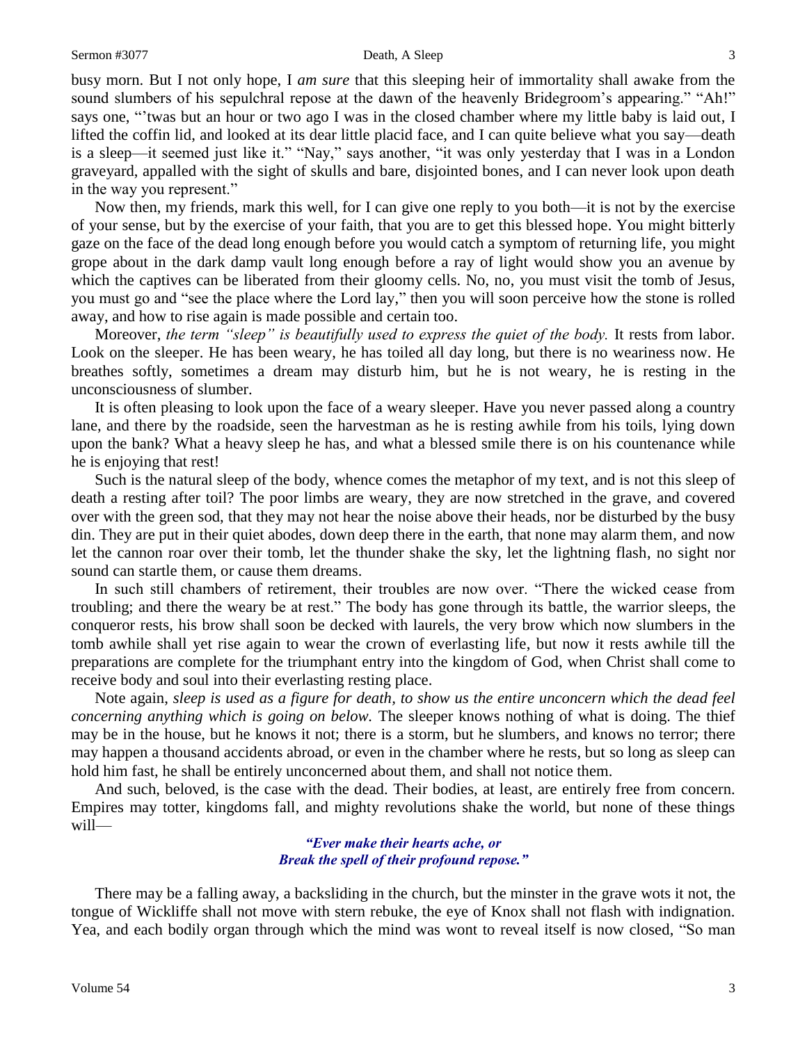busy morn. But I not only hope, I *am sure* that this sleeping heir of immortality shall awake from the sound slumbers of his sepulchral repose at the dawn of the heavenly Bridegroom's appearing." "Ah!" says one, "'twas but an hour or two ago I was in the closed chamber where my little baby is laid out, I lifted the coffin lid, and looked at its dear little placid face, and I can quite believe what you say—death is a sleep—it seemed just like it." "Nay," says another, "it was only yesterday that I was in a London graveyard, appalled with the sight of skulls and bare, disjointed bones, and I can never look upon death in the way you represent."

Now then, my friends, mark this well, for I can give one reply to you both—it is not by the exercise of your sense, but by the exercise of your faith, that you are to get this blessed hope. You might bitterly gaze on the face of the dead long enough before you would catch a symptom of returning life, you might grope about in the dark damp vault long enough before a ray of light would show you an avenue by which the captives can be liberated from their gloomy cells. No, no, you must visit the tomb of Jesus, you must go and "see the place where the Lord lay," then you will soon perceive how the stone is rolled away, and how to rise again is made possible and certain too.

Moreover, *the term "sleep" is beautifully used to express the quiet of the body.* It rests from labor. Look on the sleeper. He has been weary, he has toiled all day long, but there is no weariness now. He breathes softly, sometimes a dream may disturb him, but he is not weary, he is resting in the unconsciousness of slumber.

It is often pleasing to look upon the face of a weary sleeper. Have you never passed along a country lane, and there by the roadside, seen the harvestman as he is resting awhile from his toils, lying down upon the bank? What a heavy sleep he has, and what a blessed smile there is on his countenance while he is enjoying that rest!

Such is the natural sleep of the body, whence comes the metaphor of my text, and is not this sleep of death a resting after toil? The poor limbs are weary, they are now stretched in the grave, and covered over with the green sod, that they may not hear the noise above their heads, nor be disturbed by the busy din. They are put in their quiet abodes, down deep there in the earth, that none may alarm them, and now let the cannon roar over their tomb, let the thunder shake the sky, let the lightning flash, no sight nor sound can startle them, or cause them dreams.

In such still chambers of retirement, their troubles are now over. "There the wicked cease from troubling; and there the weary be at rest." The body has gone through its battle, the warrior sleeps, the conqueror rests, his brow shall soon be decked with laurels, the very brow which now slumbers in the tomb awhile shall yet rise again to wear the crown of everlasting life, but now it rests awhile till the preparations are complete for the triumphant entry into the kingdom of God, when Christ shall come to receive body and soul into their everlasting resting place.

Note again, *sleep is used as a figure for death, to show us the entire unconcern which the dead feel concerning anything which is going on below.* The sleeper knows nothing of what is doing. The thief may be in the house, but he knows it not; there is a storm, but he slumbers, and knows no terror; there may happen a thousand accidents abroad, or even in the chamber where he rests, but so long as sleep can hold him fast, he shall be entirely unconcerned about them, and shall not notice them.

And such, beloved, is the case with the dead. Their bodies, at least, are entirely free from concern. Empires may totter, kingdoms fall, and mighty revolutions shake the world, but none of these things will—

> ***"Ever make their hearts ache, or***
> ***Break the spell of their profound repose."***

There may be a falling away, a backsliding in the church, but the minster in the grave wots it not, the tongue of Wickliffe shall not move with stern rebuke, the eye of Knox shall not flash with indignation. Yea, and each bodily organ through which the mind was wont to reveal itself is now closed, "So man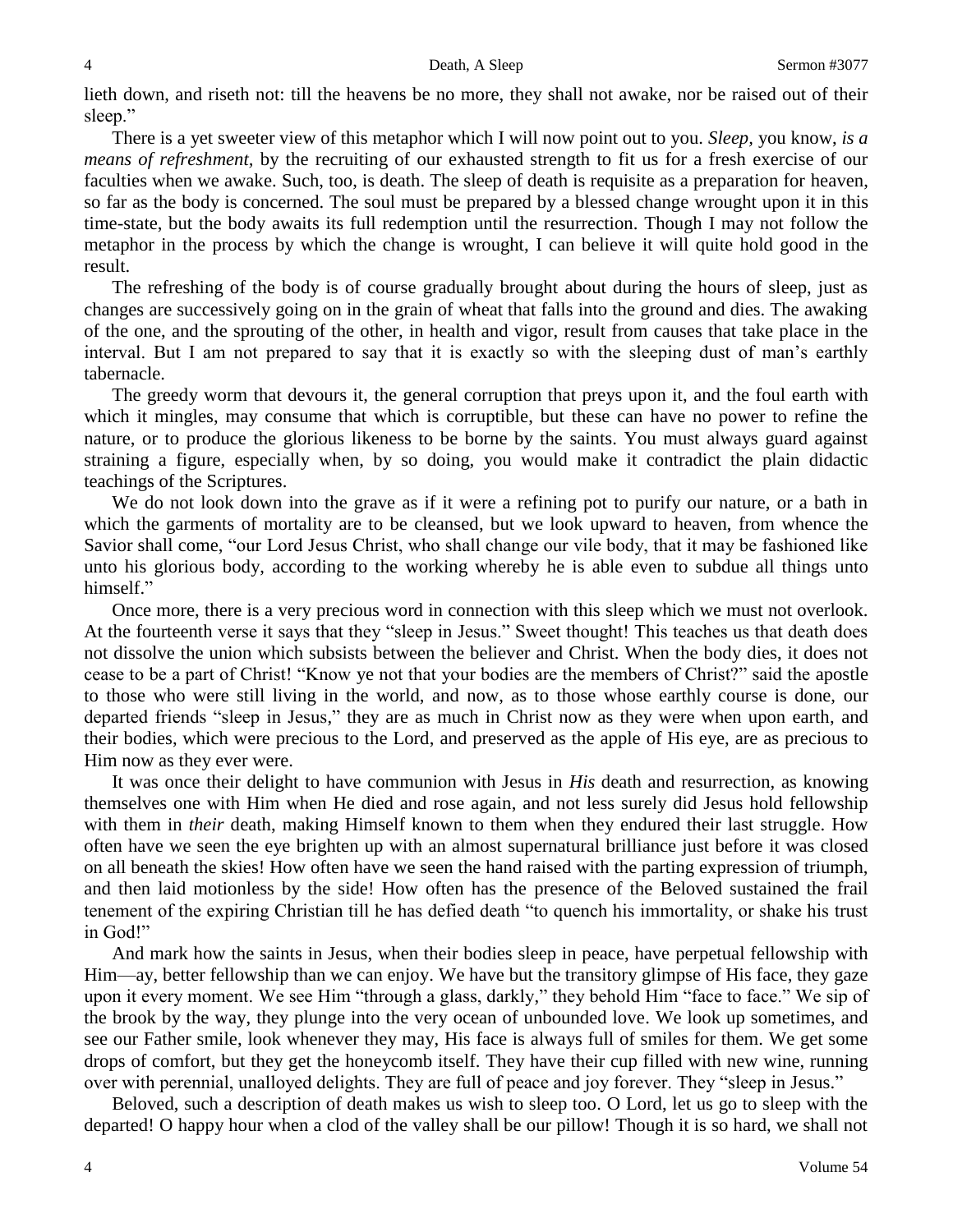lieth down, and riseth not: till the heavens be no more, they shall not awake, nor be raised out of their sleep."

There is a yet sweeter view of this metaphor which I will now point out to you. *Sleep,* you know, *is a means of refreshment,* by the recruiting of our exhausted strength to fit us for a fresh exercise of our faculties when we awake. Such, too, is death. The sleep of death is requisite as a preparation for heaven, so far as the body is concerned. The soul must be prepared by a blessed change wrought upon it in this time-state, but the body awaits its full redemption until the resurrection. Though I may not follow the metaphor in the process by which the change is wrought, I can believe it will quite hold good in the result.

The refreshing of the body is of course gradually brought about during the hours of sleep, just as changes are successively going on in the grain of wheat that falls into the ground and dies. The awaking of the one, and the sprouting of the other, in health and vigor, result from causes that take place in the interval. But I am not prepared to say that it is exactly so with the sleeping dust of man's earthly tabernacle.

The greedy worm that devours it, the general corruption that preys upon it, and the foul earth with which it mingles, may consume that which is corruptible, but these can have no power to refine the nature, or to produce the glorious likeness to be borne by the saints. You must always guard against straining a figure, especially when, by so doing, you would make it contradict the plain didactic teachings of the Scriptures.

We do not look down into the grave as if it were a refining pot to purify our nature, or a bath in which the garments of mortality are to be cleansed, but we look upward to heaven, from whence the Savior shall come, "our Lord Jesus Christ, who shall change our vile body, that it may be fashioned like unto his glorious body, according to the working whereby he is able even to subdue all things unto himself."

Once more, there is a very precious word in connection with this sleep which we must not overlook. At the fourteenth verse it says that they "sleep in Jesus." Sweet thought! This teaches us that death does not dissolve the union which subsists between the believer and Christ. When the body dies, it does not cease to be a part of Christ! "Know ye not that your bodies are the members of Christ?" said the apostle to those who were still living in the world, and now, as to those whose earthly course is done, our departed friends "sleep in Jesus," they are as much in Christ now as they were when upon earth, and their bodies, which were precious to the Lord, and preserved as the apple of His eye, are as precious to Him now as they ever were.

It was once their delight to have communion with Jesus in *His* death and resurrection, as knowing themselves one with Him when He died and rose again, and not less surely did Jesus hold fellowship with them in *their* death, making Himself known to them when they endured their last struggle. How often have we seen the eye brighten up with an almost supernatural brilliance just before it was closed on all beneath the skies! How often have we seen the hand raised with the parting expression of triumph, and then laid motionless by the side! How often has the presence of the Beloved sustained the frail tenement of the expiring Christian till he has defied death "to quench his immortality, or shake his trust in God!"

And mark how the saints in Jesus, when their bodies sleep in peace, have perpetual fellowship with Him—ay, better fellowship than we can enjoy. We have but the transitory glimpse of His face, they gaze upon it every moment. We see Him "through a glass, darkly," they behold Him "face to face." We sip of the brook by the way, they plunge into the very ocean of unbounded love. We look up sometimes, and see our Father smile, look whenever they may, His face is always full of smiles for them. We get some drops of comfort, but they get the honeycomb itself. They have their cup filled with new wine, running over with perennial, unalloyed delights. They are full of peace and joy forever. They "sleep in Jesus."

Beloved, such a description of death makes us wish to sleep too. O Lord, let us go to sleep with the departed! O happy hour when a clod of the valley shall be our pillow! Though it is so hard, we shall not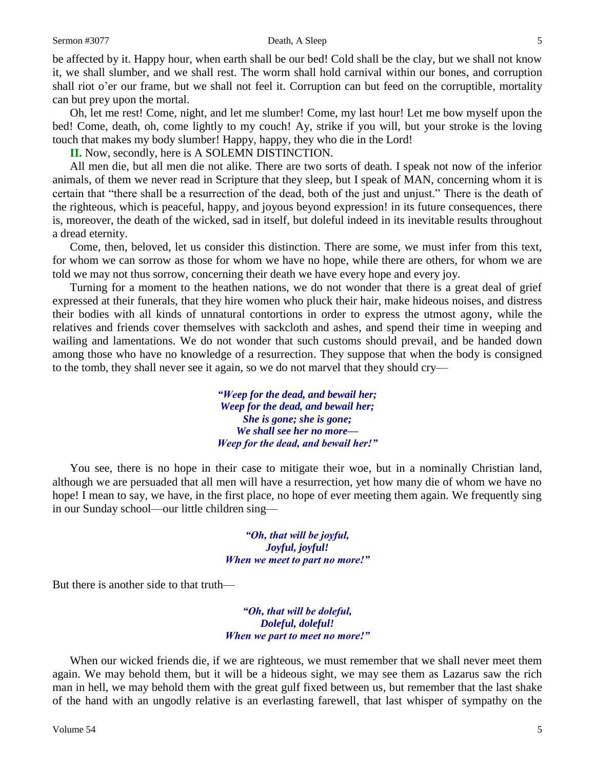be affected by it. Happy hour, when earth shall be our bed! Cold shall be the clay, but we shall not know it, we shall slumber, and we shall rest. The worm shall hold carnival within our bones, and corruption shall riot o'er our frame, but we shall not feel it. Corruption can but feed on the corruptible, mortality can but prey upon the mortal.

Oh, let me rest! Come, night, and let me slumber! Come, my last hour! Let me bow myself upon the bed! Come, death, oh, come lightly to my couch! Ay, strike if you will, but your stroke is the loving touch that makes my body slumber! Happy, happy, they who die in the Lord!

**II.** Now, secondly, here is A SOLEMN DISTINCTION.

All men die, but all men die not alike. There are two sorts of death. I speak not now of the inferior animals, of them we never read in Scripture that they sleep, but I speak of MAN, concerning whom it is certain that "there shall be a resurrection of the dead, both of the just and unjust." There is the death of the righteous, which is peaceful, happy, and joyous beyond expression! in its future consequences, there is, moreover, the death of the wicked, sad in itself, but doleful indeed in its inevitable results throughout a dread eternity.

Come, then, beloved, let us consider this distinction. There are some, we must infer from this text, for whom we can sorrow as those for whom we have no hope, while there are others, for whom we are told we may not thus sorrow, concerning their death we have every hope and every joy.

Turning for a moment to the heathen nations, we do not wonder that there is a great deal of grief expressed at their funerals, that they hire women who pluck their hair, make hideous noises, and distress their bodies with all kinds of unnatural contortions in order to express the utmost agony, while the relatives and friends cover themselves with sackcloth and ashes, and spend their time in weeping and wailing and lamentations. We do not wonder that such customs should prevail, and be handed down among those who have no knowledge of a resurrection. They suppose that when the body is consigned to the tomb, they shall never see it again, so we do not marvel that they should cry—

*"Weep for the dead, and bewail her;*
*Weep for the dead, and bewail her;*
*She is gone; she is gone;*
*We shall see her no more—*
*Weep for the dead, and bewail her!"*

You see, there is no hope in their case to mitigate their woe, but in a nominally Christian land, although we are persuaded that all men will have a resurrection, yet how many die of whom we have no hope! I mean to say, we have, in the first place, no hope of ever meeting them again. We frequently sing in our Sunday school—our little children sing—

*"Oh, that will be joyful,*
*Joyful, joyful!*
*When we meet to part no more!"*

But there is another side to that truth—

*"Oh, that will be doleful,*
*Doleful, doleful!*
*When we part to meet no more!"*

When our wicked friends die, if we are righteous, we must remember that we shall never meet them again. We may behold them, but it will be a hideous sight, we may see them as Lazarus saw the rich man in hell, we may behold them with the great gulf fixed between us, but remember that the last shake of the hand with an ungodly relative is an everlasting farewell, that last whisper of sympathy on the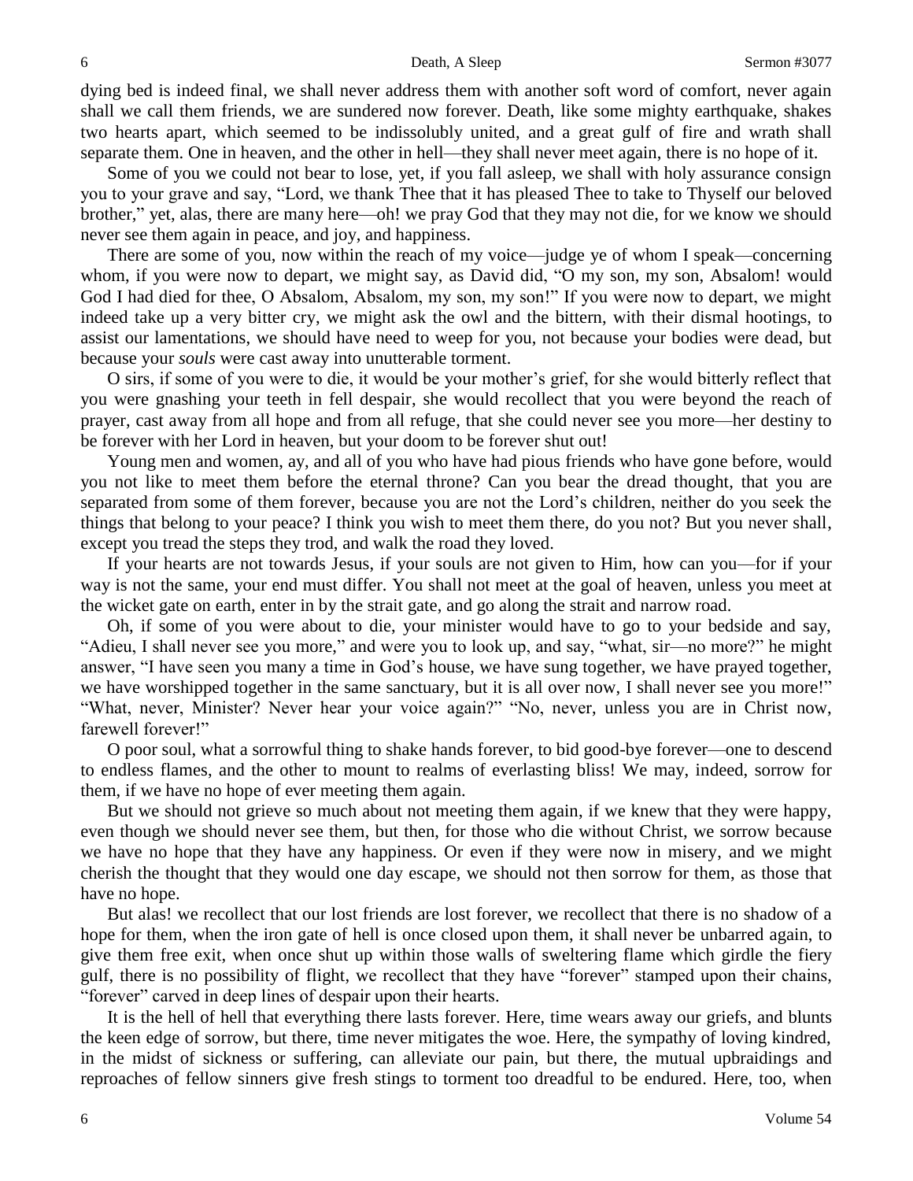dying bed is indeed final, we shall never address them with another soft word of comfort, never again shall we call them friends, we are sundered now forever. Death, like some mighty earthquake, shakes two hearts apart, which seemed to be indissolubly united, and a great gulf of fire and wrath shall separate them. One in heaven, and the other in hell—they shall never meet again, there is no hope of it.

Some of you we could not bear to lose, yet, if you fall asleep, we shall with holy assurance consign you to your grave and say, "Lord, we thank Thee that it has pleased Thee to take to Thyself our beloved brother," yet, alas, there are many here—oh! we pray God that they may not die, for we know we should never see them again in peace, and joy, and happiness.

There are some of you, now within the reach of my voice—judge ye of whom I speak—concerning whom, if you were now to depart, we might say, as David did, "O my son, my son, Absalom! would God I had died for thee, O Absalom, Absalom, my son, my son!" If you were now to depart, we might indeed take up a very bitter cry, we might ask the owl and the bittern, with their dismal hootings, to assist our lamentations, we should have need to weep for you, not because your bodies were dead, but because your *souls* were cast away into unutterable torment.

O sirs, if some of you were to die, it would be your mother's grief, for she would bitterly reflect that you were gnashing your teeth in fell despair, she would recollect that you were beyond the reach of prayer, cast away from all hope and from all refuge, that she could never see you more—her destiny to be forever with her Lord in heaven, but your doom to be forever shut out!

Young men and women, ay, and all of you who have had pious friends who have gone before, would you not like to meet them before the eternal throne? Can you bear the dread thought, that you are separated from some of them forever, because you are not the Lord's children, neither do you seek the things that belong to your peace? I think you wish to meet them there, do you not? But you never shall, except you tread the steps they trod, and walk the road they loved.

If your hearts are not towards Jesus, if your souls are not given to Him, how can you—for if your way is not the same, your end must differ. You shall not meet at the goal of heaven, unless you meet at the wicket gate on earth, enter in by the strait gate, and go along the strait and narrow road.

Oh, if some of you were about to die, your minister would have to go to your bedside and say, "Adieu, I shall never see you more," and were you to look up, and say, "what, sir—no more?" he might answer, "I have seen you many a time in God's house, we have sung together, we have prayed together, we have worshipped together in the same sanctuary, but it is all over now, I shall never see you more!" "What, never, Minister? Never hear your voice again?" "No, never, unless you are in Christ now, farewell forever!"

O poor soul, what a sorrowful thing to shake hands forever, to bid good-bye forever—one to descend to endless flames, and the other to mount to realms of everlasting bliss! We may, indeed, sorrow for them, if we have no hope of ever meeting them again.

But we should not grieve so much about not meeting them again, if we knew that they were happy, even though we should never see them, but then, for those who die without Christ, we sorrow because we have no hope that they have any happiness. Or even if they were now in misery, and we might cherish the thought that they would one day escape, we should not then sorrow for them, as those that have no hope.

But alas! we recollect that our lost friends are lost forever, we recollect that there is no shadow of a hope for them, when the iron gate of hell is once closed upon them, it shall never be unbarred again, to give them free exit, when once shut up within those walls of sweltering flame which girdle the fiery gulf, there is no possibility of flight, we recollect that they have "forever" stamped upon their chains, "forever" carved in deep lines of despair upon their hearts.

It is the hell of hell that everything there lasts forever. Here, time wears away our griefs, and blunts the keen edge of sorrow, but there, time never mitigates the woe. Here, the sympathy of loving kindred, in the midst of sickness or suffering, can alleviate our pain, but there, the mutual upbraidings and reproaches of fellow sinners give fresh stings to torment too dreadful to be endured. Here, too, when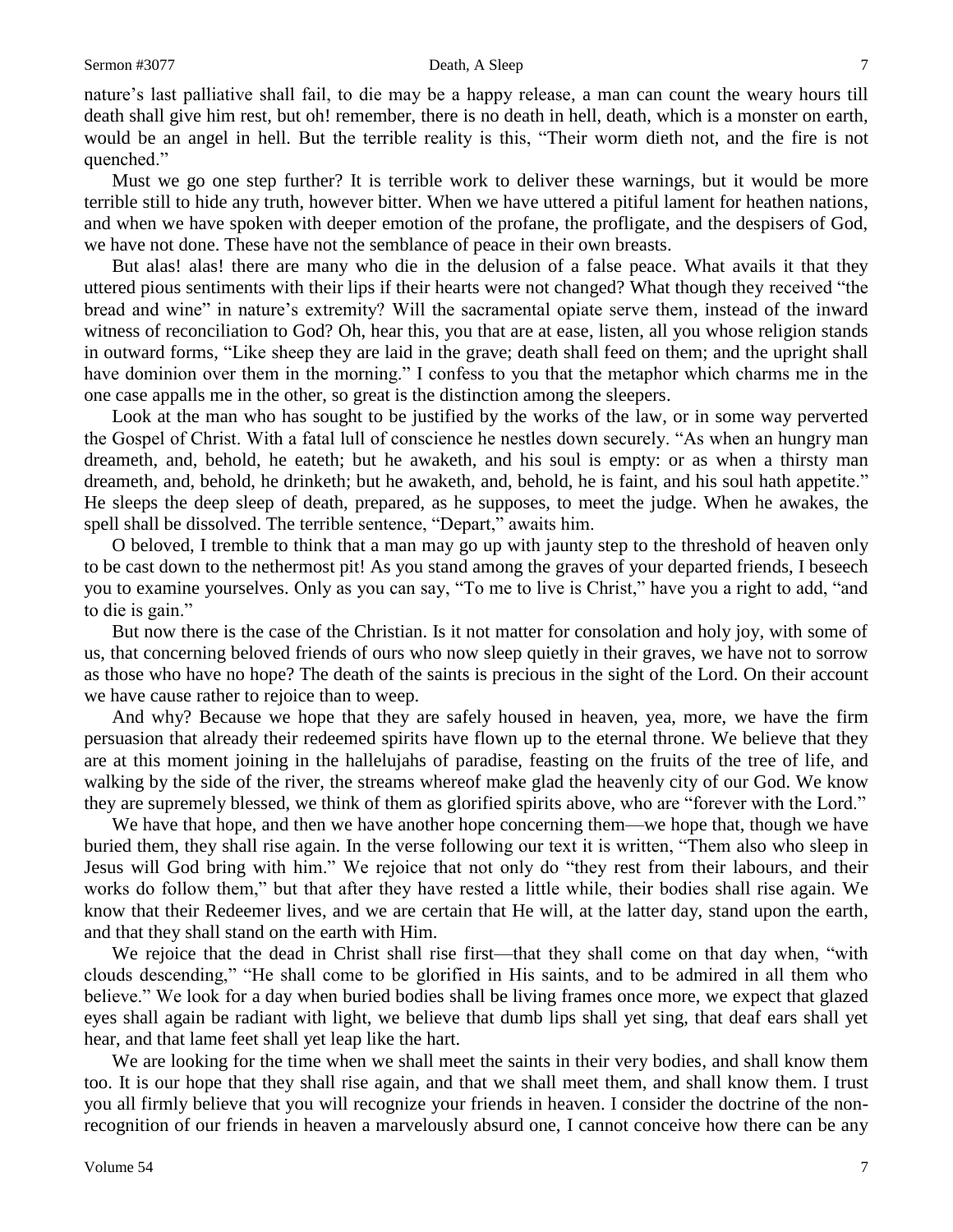nature's last palliative shall fail, to die may be a happy release, a man can count the weary hours till death shall give him rest, but oh! remember, there is no death in hell, death, which is a monster on earth, would be an angel in hell. But the terrible reality is this, "Their worm dieth not, and the fire is not quenched."

Must we go one step further? It is terrible work to deliver these warnings, but it would be more terrible still to hide any truth, however bitter. When we have uttered a pitiful lament for heathen nations, and when we have spoken with deeper emotion of the profane, the profligate, and the despisers of God, we have not done. These have not the semblance of peace in their own breasts.

But alas! alas! there are many who die in the delusion of a false peace. What avails it that they uttered pious sentiments with their lips if their hearts were not changed? What though they received "the bread and wine" in nature's extremity? Will the sacramental opiate serve them, instead of the inward witness of reconciliation to God? Oh, hear this, you that are at ease, listen, all you whose religion stands in outward forms, "Like sheep they are laid in the grave; death shall feed on them; and the upright shall have dominion over them in the morning." I confess to you that the metaphor which charms me in the one case appalls me in the other, so great is the distinction among the sleepers.

Look at the man who has sought to be justified by the works of the law, or in some way perverted the Gospel of Christ. With a fatal lull of conscience he nestles down securely. "As when an hungry man dreameth, and, behold, he eateth; but he awaketh, and his soul is empty: or as when a thirsty man dreameth, and, behold, he drinketh; but he awaketh, and, behold, he is faint, and his soul hath appetite." He sleeps the deep sleep of death, prepared, as he supposes, to meet the judge. When he awakes, the spell shall be dissolved. The terrible sentence, "Depart," awaits him.

O beloved, I tremble to think that a man may go up with jaunty step to the threshold of heaven only to be cast down to the nethermost pit! As you stand among the graves of your departed friends, I beseech you to examine yourselves. Only as you can say, "To me to live is Christ," have you a right to add, "and to die is gain."

But now there is the case of the Christian. Is it not matter for consolation and holy joy, with some of us, that concerning beloved friends of ours who now sleep quietly in their graves, we have not to sorrow as those who have no hope? The death of the saints is precious in the sight of the Lord. On their account we have cause rather to rejoice than to weep.

And why? Because we hope that they are safely housed in heaven, yea, more, we have the firm persuasion that already their redeemed spirits have flown up to the eternal throne. We believe that they are at this moment joining in the hallelujahs of paradise, feasting on the fruits of the tree of life, and walking by the side of the river, the streams whereof make glad the heavenly city of our God. We know they are supremely blessed, we think of them as glorified spirits above, who are "forever with the Lord."

We have that hope, and then we have another hope concerning them—we hope that, though we have buried them, they shall rise again. In the verse following our text it is written, "Them also who sleep in Jesus will God bring with him." We rejoice that not only do "they rest from their labours, and their works do follow them," but that after they have rested a little while, their bodies shall rise again. We know that their Redeemer lives, and we are certain that He will, at the latter day, stand upon the earth, and that they shall stand on the earth with Him.

We rejoice that the dead in Christ shall rise first—that they shall come on that day when, "with clouds descending," "He shall come to be glorified in His saints, and to be admired in all them who believe." We look for a day when buried bodies shall be living frames once more, we expect that glazed eyes shall again be radiant with light, we believe that dumb lips shall yet sing, that deaf ears shall yet hear, and that lame feet shall yet leap like the hart.

We are looking for the time when we shall meet the saints in their very bodies, and shall know them too. It is our hope that they shall rise again, and that we shall meet them, and shall know them. I trust you all firmly believe that you will recognize your friends in heaven. I consider the doctrine of the non-recognition of our friends in heaven a marvelously absurd one, I cannot conceive how there can be any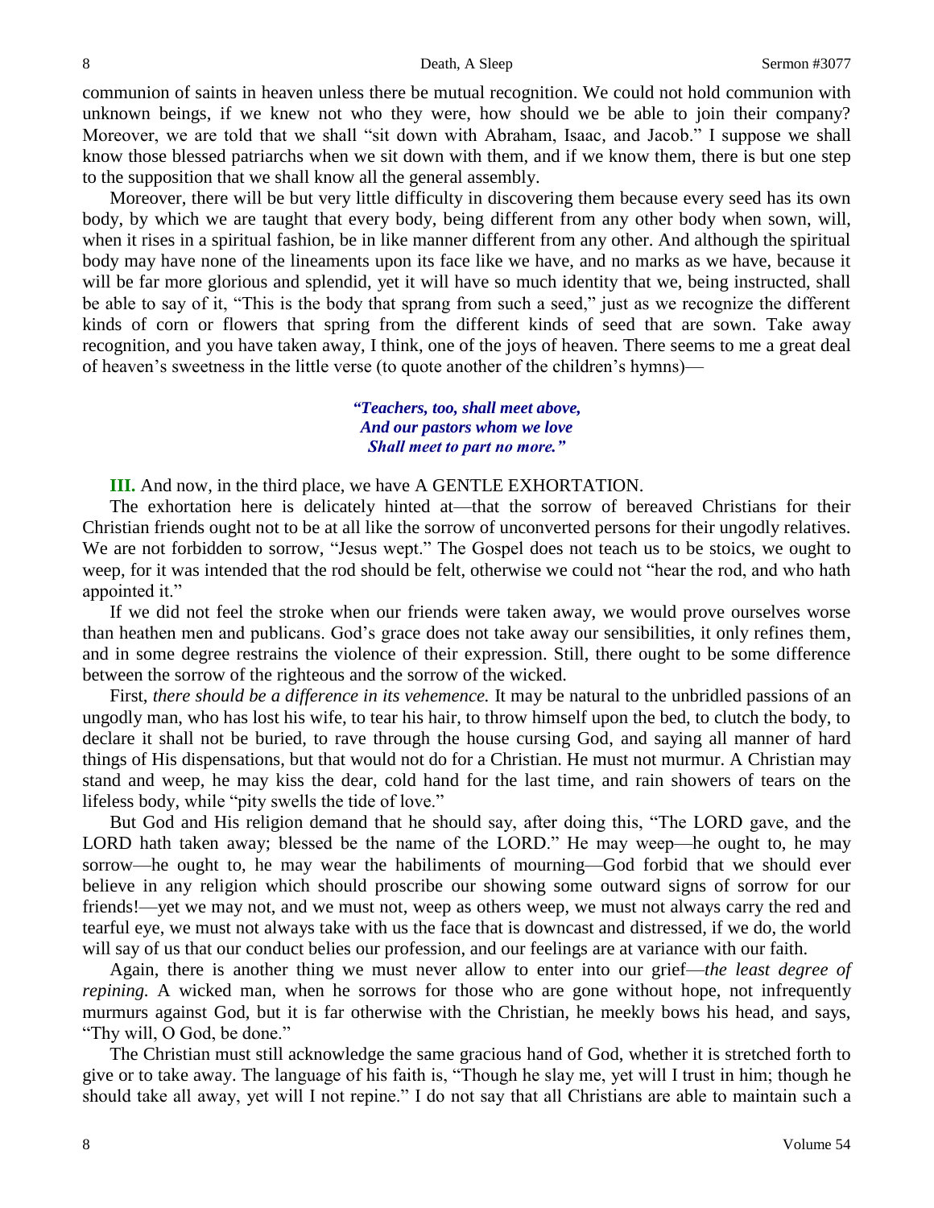communion of saints in heaven unless there be mutual recognition. We could not hold communion with unknown beings, if we knew not who they were, how should we be able to join their company? Moreover, we are told that we shall "sit down with Abraham, Isaac, and Jacob." I suppose we shall know those blessed patriarchs when we sit down with them, and if we know them, there is but one step to the supposition that we shall know all the general assembly.

Moreover, there will be but very little difficulty in discovering them because every seed has its own body, by which we are taught that every body, being different from any other body when sown, will, when it rises in a spiritual fashion, be in like manner different from any other. And although the spiritual body may have none of the lineaments upon its face like we have, and no marks as we have, because it will be far more glorious and splendid, yet it will have so much identity that we, being instructed, shall be able to say of it, "This is the body that sprang from such a seed," just as we recognize the different kinds of corn or flowers that spring from the different kinds of seed that are sown. Take away recognition, and you have taken away, I think, one of the joys of heaven. There seems to me a great deal of heaven's sweetness in the little verse (to quote another of the children's hymns)—

> ***"Teachers, too, shall meet above,***
> ***And our pastors whom we love***
> ***Shall meet to part no more."***

**III.** And now, in the third place, we have A GENTLE EXHORTATION.

The exhortation here is delicately hinted at—that the sorrow of bereaved Christians for their Christian friends ought not to be at all like the sorrow of unconverted persons for their ungodly relatives. We are not forbidden to sorrow, "Jesus wept." The Gospel does not teach us to be stoics, we ought to weep, for it was intended that the rod should be felt, otherwise we could not "hear the rod, and who hath appointed it."

If we did not feel the stroke when our friends were taken away, we would prove ourselves worse than heathen men and publicans. God's grace does not take away our sensibilities, it only refines them, and in some degree restrains the violence of their expression. Still, there ought to be some difference between the sorrow of the righteous and the sorrow of the wicked.

First, *there should be a difference in its vehemence.* It may be natural to the unbridled passions of an ungodly man, who has lost his wife, to tear his hair, to throw himself upon the bed, to clutch the body, to declare it shall not be buried, to rave through the house cursing God, and saying all manner of hard things of His dispensations, but that would not do for a Christian. He must not murmur. A Christian may stand and weep, he may kiss the dear, cold hand for the last time, and rain showers of tears on the lifeless body, while "pity swells the tide of love."

But God and His religion demand that he should say, after doing this, "The LORD gave, and the LORD hath taken away; blessed be the name of the LORD." He may weep—he ought to, he may sorrow—he ought to, he may wear the habiliments of mourning—God forbid that we should ever believe in any religion which should proscribe our showing some outward signs of sorrow for our friends!—yet we may not, and we must not, weep as others weep, we must not always carry the red and tearful eye, we must not always take with us the face that is downcast and distressed, if we do, the world will say of us that our conduct belies our profession, and our feelings are at variance with our faith.

Again, there is another thing we must never allow to enter into our grief—*the least degree of repining.* A wicked man, when he sorrows for those who are gone without hope, not infrequently murmurs against God, but it is far otherwise with the Christian, he meekly bows his head, and says, "Thy will, O God, be done."

The Christian must still acknowledge the same gracious hand of God, whether it is stretched forth to give or to take away. The language of his faith is, "Though he slay me, yet will I trust in him; though he should take all away, yet will I not repine." I do not say that all Christians are able to maintain such a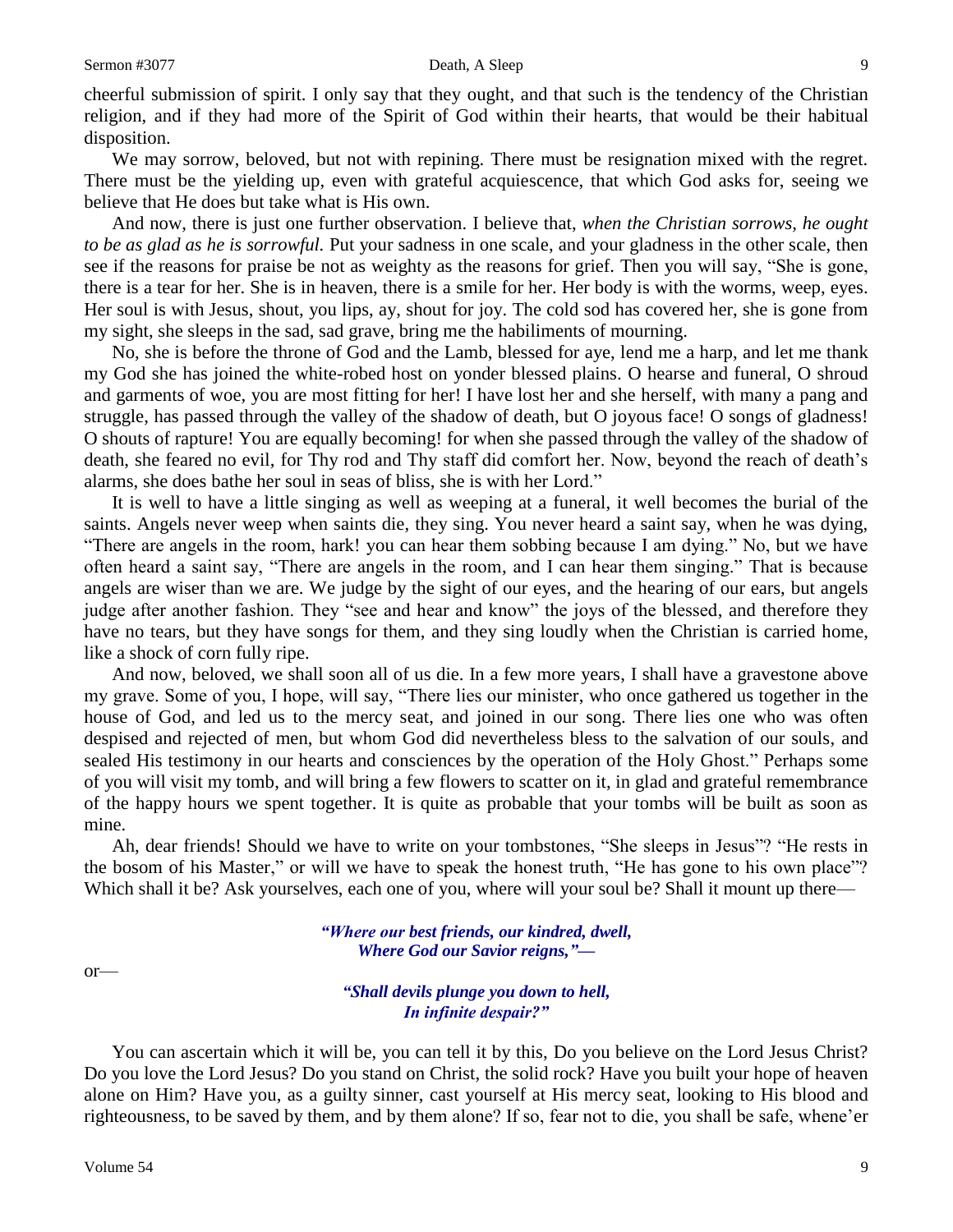cheerful submission of spirit. I only say that they ought, and that such is the tendency of the Christian religion, and if they had more of the Spirit of God within their hearts, that would be their habitual disposition.

We may sorrow, beloved, but not with repining. There must be resignation mixed with the regret. There must be the yielding up, even with grateful acquiescence, that which God asks for, seeing we believe that He does but take what is His own.

And now, there is just one further observation. I believe that, *when the Christian sorrows, he ought to be as glad as he is sorrowful.* Put your sadness in one scale, and your gladness in the other scale, then see if the reasons for praise be not as weighty as the reasons for grief. Then you will say, "She is gone, there is a tear for her. She is in heaven, there is a smile for her. Her body is with the worms, weep, eyes. Her soul is with Jesus, shout, you lips, ay, shout for joy. The cold sod has covered her, she is gone from my sight, she sleeps in the sad, sad grave, bring me the habiliments of mourning.

No, she is before the throne of God and the Lamb, blessed for aye, lend me a harp, and let me thank my God she has joined the white-robed host on yonder blessed plains. O hearse and funeral, O shroud and garments of woe, you are most fitting for her! I have lost her and she herself, with many a pang and struggle, has passed through the valley of the shadow of death, but O joyous face! O songs of gladness! O shouts of rapture! You are equally becoming! for when she passed through the valley of the shadow of death, she feared no evil, for Thy rod and Thy staff did comfort her. Now, beyond the reach of death's alarms, she does bathe her soul in seas of bliss, she is with her Lord."

It is well to have a little singing as well as weeping at a funeral, it well becomes the burial of the saints. Angels never weep when saints die, they sing. You never heard a saint say, when he was dying, "There are angels in the room, hark! you can hear them sobbing because I am dying." No, but we have often heard a saint say, "There are angels in the room, and I can hear them singing." That is because angels are wiser than we are. We judge by the sight of our eyes, and the hearing of our ears, but angels judge after another fashion. They "see and hear and know" the joys of the blessed, and therefore they have no tears, but they have songs for them, and they sing loudly when the Christian is carried home, like a shock of corn fully ripe.

And now, beloved, we shall soon all of us die. In a few more years, I shall have a gravestone above my grave. Some of you, I hope, will say, "There lies our minister, who once gathered us together in the house of God, and led us to the mercy seat, and joined in our song. There lies one who was often despised and rejected of men, but whom God did nevertheless bless to the salvation of our souls, and sealed His testimony in our hearts and consciences by the operation of the Holy Ghost." Perhaps some of you will visit my tomb, and will bring a few flowers to scatter on it, in glad and grateful remembrance of the happy hours we spent together. It is quite as probable that your tombs will be built as soon as mine.

Ah, dear friends! Should we have to write on your tombstones, "She sleeps in Jesus"? "He rests in the bosom of his Master," or will we have to speak the honest truth, "He has gone to his own place"? Which shall it be? Ask yourselves, each one of you, where will your soul be? Shall it mount up there—

> ***"Where our best friends, our kindred, dwell,***
> ***Where God our Savior reigns,"—***

or—

> ***"Shall devils plunge you down to hell,***
> ***In infinite despair?"***

You can ascertain which it will be, you can tell it by this, Do you believe on the Lord Jesus Christ? Do you love the Lord Jesus? Do you stand on Christ, the solid rock? Have you built your hope of heaven alone on Him? Have you, as a guilty sinner, cast yourself at His mercy seat, looking to His blood and righteousness, to be saved by them, and by them alone? If so, fear not to die, you shall be safe, whene'er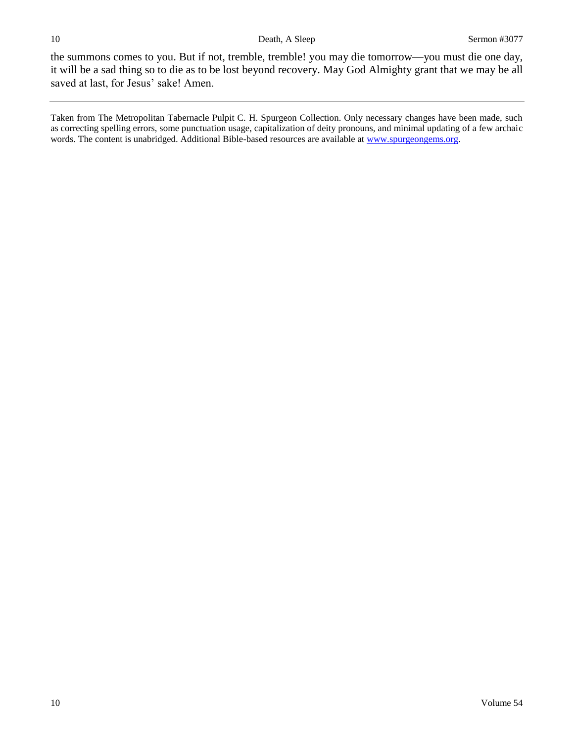the summons comes to you. But if not, tremble, tremble! you may die tomorrow—you must die one day, it will be a sad thing so to die as to be lost beyond recovery. May God Almighty grant that we may be all saved at last, for Jesus' sake! Amen.

---

Taken from The Metropolitan Tabernacle Pulpit C. H. Spurgeon Collection. Only necessary changes have been made, such as correcting spelling errors, some punctuation usage, capitalization of deity pronouns, and minimal updating of a few archaic words. The content is unabridged. Additional Bible-based resources are available at [www.spurgeongems.org](http://www.spurgeongems.org).